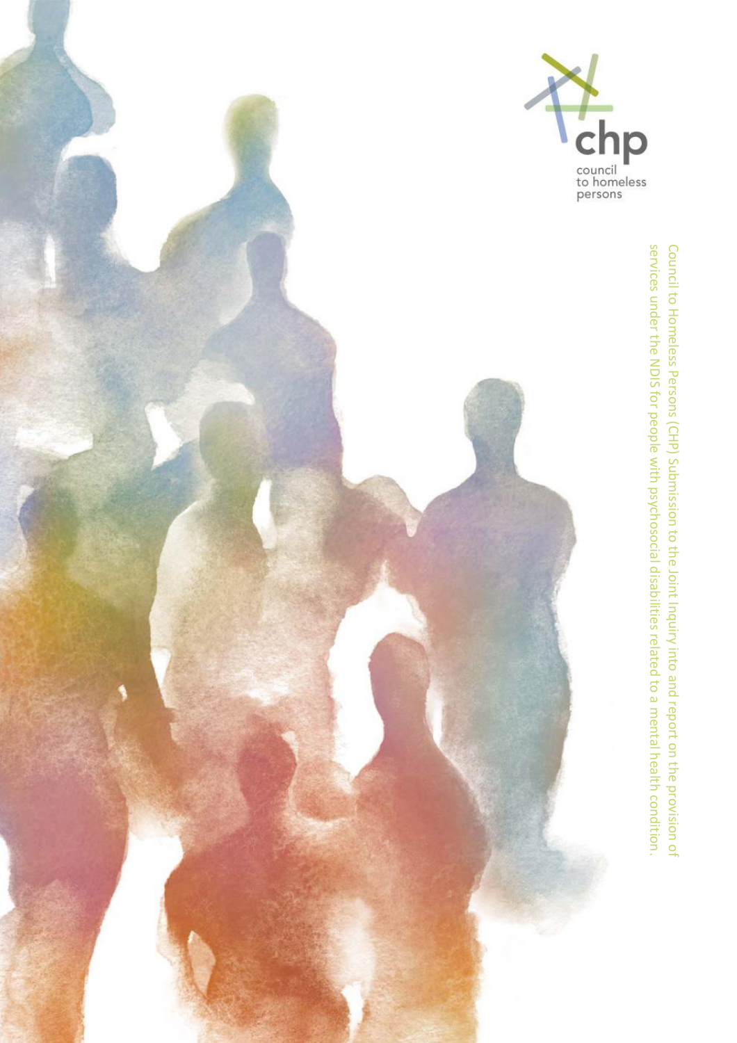chp

council to homeless persons

Council to Homeless Persons (CHP) Submission to the Joint Inquiry into and report on the provision of services under the NDIS for people with psychosocial disabilities related to a mental health condition.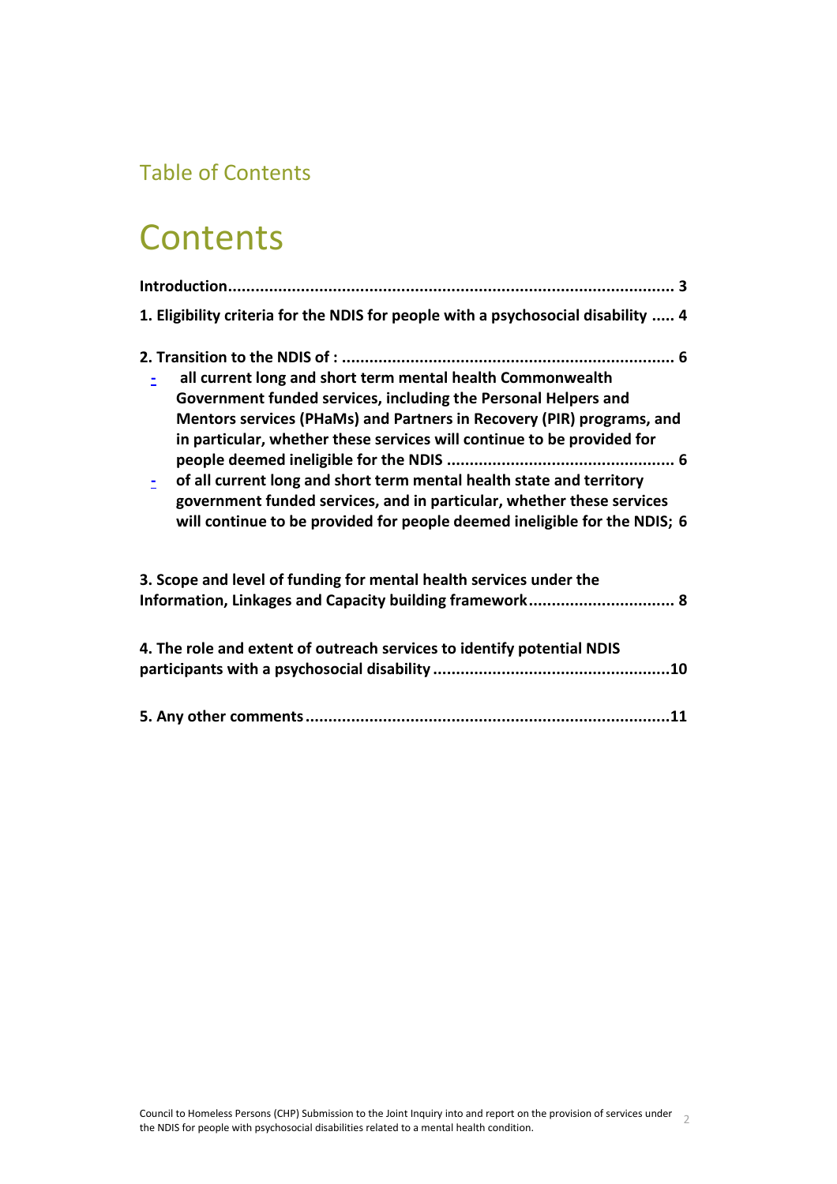## Table of Contents

# Contents

**Introduction................................................................................................ 3**

**1. Eligibility criteria for the NDIS for people with a psychosocial disability ..... 4**

**2. Transition to the NDIS of : ........................................................................ 6**

- **all current long and short term mental health Commonwealth Government funded services, including the Personal Helpers and Mentors services (PHaMs) and Partners in Recovery (PIR) programs, and in particular, whether these services will continue to be provided for people deemed ineligible for the NDIS ................................................. 6**
- **of all current long and short term mental health state and territory government funded services, and in particular, whether these services will continue to be provided for people deemed ineligible for the NDIS; 6**

**3. Scope and level of funding for mental health services under the Information, Linkages and Capacity building framework................................ 8**

**4. The role and extent of outreach services to identify potential NDIS participants with a psychosocial disability ...................................................10**

**5. Any other comments ...............................................................................11**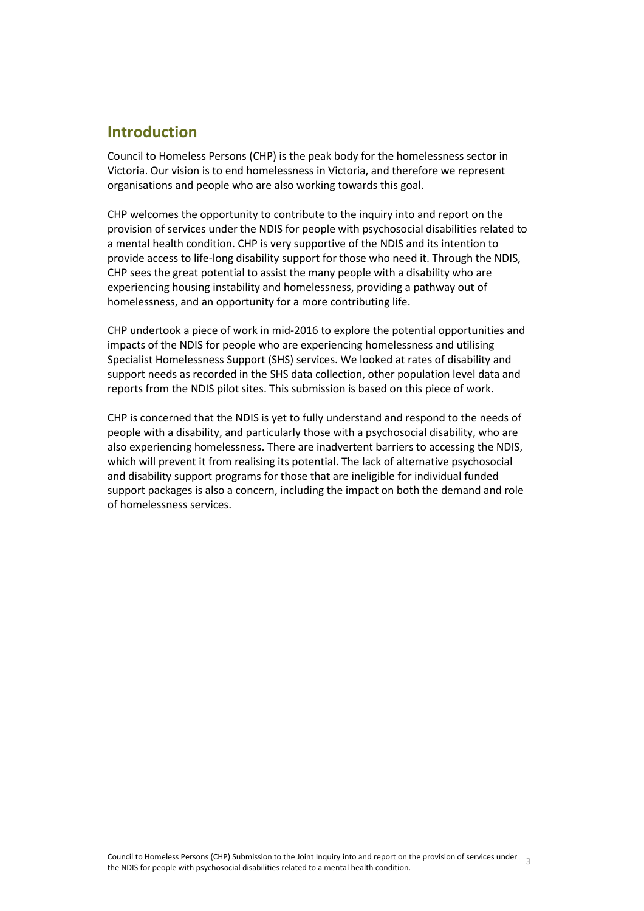## Introduction

Council to Homeless Persons (CHP) is the peak body for the homelessness sector in Victoria. Our vision is to end homelessness in Victoria, and therefore we represent organisations and people who are also working towards this goal.

CHP welcomes the opportunity to contribute to the inquiry into and report on the provision of services under the NDIS for people with psychosocial disabilities related to a mental health condition. CHP is very supportive of the NDIS and its intention to provide access to life-long disability support for those who need it. Through the NDIS, CHP sees the great potential to assist the many people with a disability who are experiencing housing instability and homelessness, providing a pathway out of homelessness, and an opportunity for a more contributing life.

CHP undertook a piece of work in mid-2016 to explore the potential opportunities and impacts of the NDIS for people who are experiencing homelessness and utilising Specialist Homelessness Support (SHS) services. We looked at rates of disability and support needs as recorded in the SHS data collection, other population level data and reports from the NDIS pilot sites. This submission is based on this piece of work.

CHP is concerned that the NDIS is yet to fully understand and respond to the needs of people with a disability, and particularly those with a psychosocial disability, who are also experiencing homelessness. There are inadvertent barriers to accessing the NDIS, which will prevent it from realising its potential. The lack of alternative psychosocial and disability support programs for those that are ineligible for individual funded support packages is also a concern, including the impact on both the demand and role of homelessness services.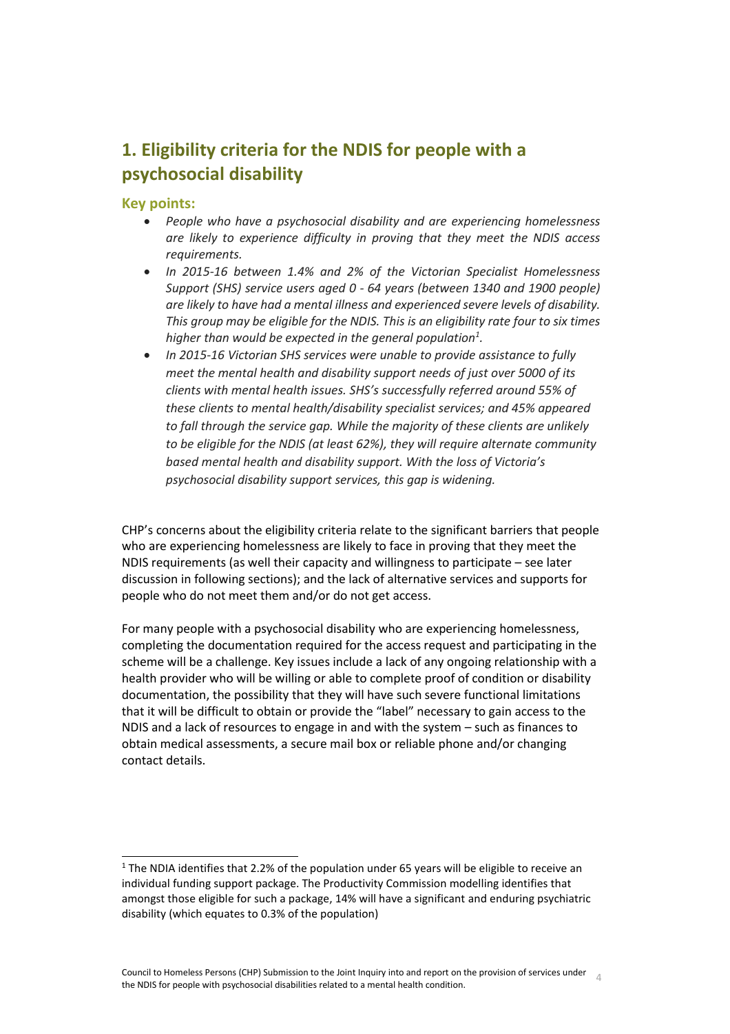## 1. Eligibility criteria for the NDIS for people with a psychosocial disability

### Key points:

- *People who have a psychosocial disability and are experiencing homelessness are likely to experience difficulty in proving that they meet the NDIS access requirements.*
- *In 2015-16 between 1.4% and 2% of the Victorian Specialist Homelessness Support (SHS) service users aged 0 - 64 years (between 1340 and 1900 people) are likely to have had a mental illness and experienced severe levels of disability. This group may be eligible for the NDIS. This is an eligibility rate four to six times higher than would be expected in the general population[1].*
- *In 2015-16 Victorian SHS services were unable to provide assistance to fully meet the mental health and disability support needs of just over 5000 of its clients with mental health issues. SHS's successfully referred around 55% of these clients to mental health/disability specialist services; and 45% appeared to fall through the service gap. While the majority of these clients are unlikely to be eligible for the NDIS (at least 62%), they will require alternate community based mental health and disability support. With the loss of Victoria's psychosocial disability support services, this gap is widening.*

CHP's concerns about the eligibility criteria relate to the significant barriers that people who are experiencing homelessness are likely to face in proving that they meet the NDIS requirements (as well their capacity and willingness to participate – see later discussion in following sections); and the lack of alternative services and supports for people who do not meet them and/or do not get access.

For many people with a psychosocial disability who are experiencing homelessness, completing the documentation required for the access request and participating in the scheme will be a challenge. Key issues include a lack of any ongoing relationship with a health provider who will be willing or able to complete proof of condition or disability documentation, the possibility that they will have such severe functional limitations that it will be difficult to obtain or provide the "label" necessary to gain access to the NDIS and a lack of resources to engage in and with the system – such as finances to obtain medical assessments, a secure mail box or reliable phone and/or changing contact details.

---

[1] The NDIA identifies that 2.2% of the population under 65 years will be eligible to receive an individual funding support package. The Productivity Commission modelling identifies that amongst those eligible for such a package, 14% will have a significant and enduring psychiatric disability (which equates to 0.3% of the population)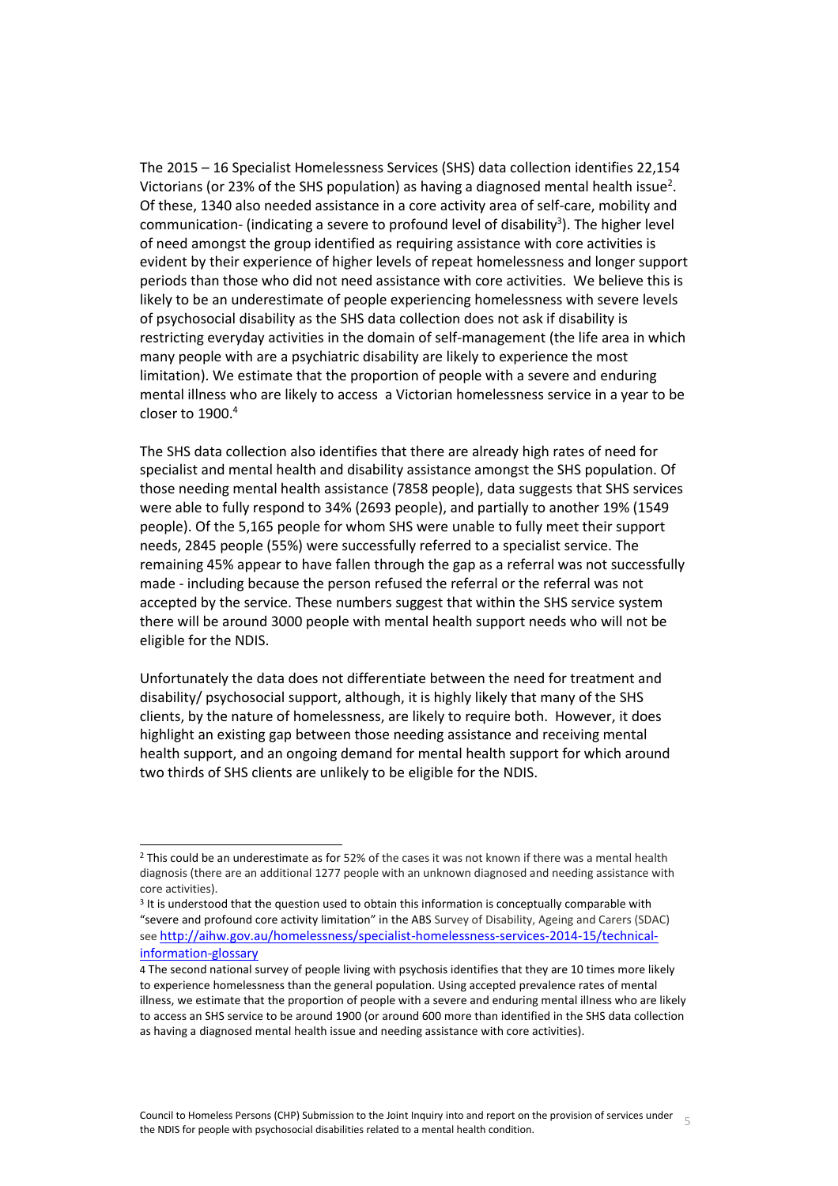The 2015 – 16 Specialist Homelessness Services (SHS) data collection identifies 22,154 Victorians (or 23% of the SHS population) as having a diagnosed mental health issue[2]. Of these, 1340 also needed assistance in a core activity area of self-care, mobility and communication- (indicating a severe to profound level of disability[3]). The higher level of need amongst the group identified as requiring assistance with core activities is evident by their experience of higher levels of repeat homelessness and longer support periods than those who did not need assistance with core activities. We believe this is likely to be an underestimate of people experiencing homelessness with severe levels of psychosocial disability as the SHS data collection does not ask if disability is restricting everyday activities in the domain of self-management (the life area in which many people with are a psychiatric disability are likely to experience the most limitation). We estimate that the proportion of people with a severe and enduring mental illness who are likely to access a Victorian homelessness service in a year to be closer to 1900.[4]

The SHS data collection also identifies that there are already high rates of need for specialist and mental health and disability assistance amongst the SHS population. Of those needing mental health assistance (7858 people), data suggests that SHS services were able to fully respond to 34% (2693 people), and partially to another 19% (1549 people). Of the 5,165 people for whom SHS were unable to fully meet their support needs, 2845 people (55%) were successfully referred to a specialist service. The remaining 45% appear to have fallen through the gap as a referral was not successfully made - including because the person refused the referral or the referral was not accepted by the service. These numbers suggest that within the SHS service system there will be around 3000 people with mental health support needs who will not be eligible for the NDIS.

Unfortunately the data does not differentiate between the need for treatment and disability/ psychosocial support, although, it is highly likely that many of the SHS clients, by the nature of homelessness, are likely to require both. However, it does highlight an existing gap between those needing assistance and receiving mental health support, and an ongoing demand for mental health support for which around two thirds of SHS clients are unlikely to be eligible for the NDIS.

---

[2] This could be an underestimate as for 52% of the cases it was not known if there was a mental health diagnosis (there are an additional 1277 people with an unknown diagnosed and needing assistance with core activities).

[3] It is understood that the question used to obtain this information is conceptually comparable with "severe and profound core activity limitation" in the ABS Survey of Disability, Ageing and Carers (SDAC) see [http://aihw.gov.au/homelessness/specialist-homelessness-services-2014-15/technical-information-glossary](http://aihw.gov.au/homelessness/specialist-homelessness-services-2014-15/technical-information-glossary)

[4] The second national survey of people living with psychosis identifies that they are 10 times more likely to experience homelessness than the general population. Using accepted prevalence rates of mental illness, we estimate that the proportion of people with a severe and enduring mental illness who are likely to access an SHS service to be around 1900 (or around 600 more than identified in the SHS data collection as having a diagnosed mental health issue and needing assistance with core activities).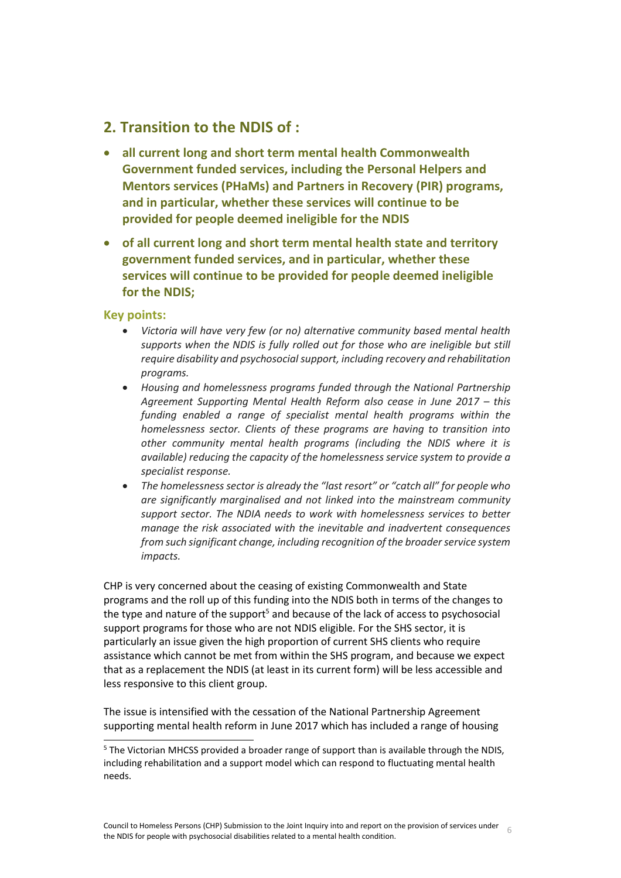## 2. Transition to the NDIS of :

- **all current long and short term mental health Commonwealth Government funded services, including the Personal Helpers and Mentors services (PHaMs) and Partners in Recovery (PIR) programs, and in particular, whether these services will continue to be provided for people deemed ineligible for the NDIS**
- **of all current long and short term mental health state and territory government funded services, and in particular, whether these services will continue to be provided for people deemed ineligible for the NDIS;**

### Key points:

- *Victoria will have very few (or no) alternative community based mental health supports when the NDIS is fully rolled out for those who are ineligible but still require disability and psychosocial support, including recovery and rehabilitation programs.*
- *Housing and homelessness programs funded through the National Partnership Agreement Supporting Mental Health Reform also cease in June 2017 – this funding enabled a range of specialist mental health programs within the homelessness sector. Clients of these programs are having to transition into other community mental health programs (including the NDIS where it is available) reducing the capacity of the homelessness service system to provide a specialist response.*
- *The homelessness sector is already the "last resort" or "catch all" for people who are significantly marginalised and not linked into the mainstream community support sector. The NDIA needs to work with homelessness services to better manage the risk associated with the inevitable and inadvertent consequences from such significant change, including recognition of the broader service system impacts.*

CHP is very concerned about the ceasing of existing Commonwealth and State programs and the roll up of this funding into the NDIS both in terms of the changes to the type and nature of the support[5] and because of the lack of access to psychosocial support programs for those who are not NDIS eligible. For the SHS sector, it is particularly an issue given the high proportion of current SHS clients who require assistance which cannot be met from within the SHS program, and because we expect that as a replacement the NDIS (at least in its current form) will be less accessible and less responsive to this client group.

The issue is intensified with the cessation of the National Partnership Agreement supporting mental health reform in June 2017 which has included a range of housing

[5] The Victorian MHCSS provided a broader range of support than is available through the NDIS, including rehabilitation and a support model which can respond to fluctuating mental health needs.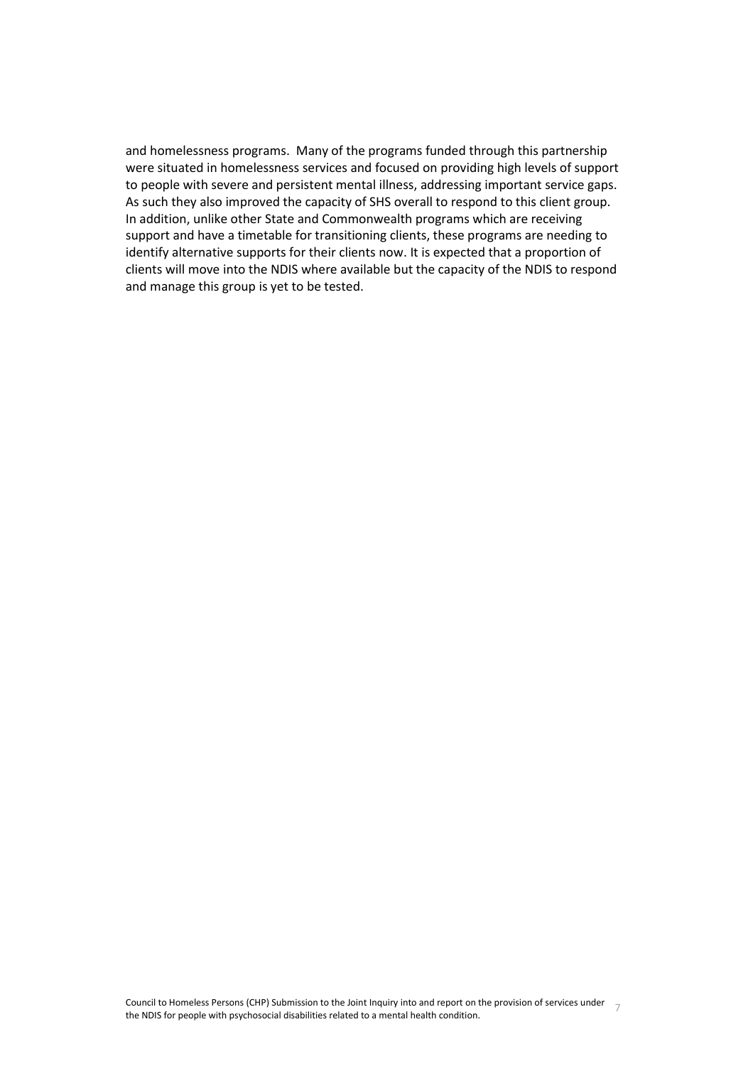and homelessness programs. Many of the programs funded through this partnership were situated in homelessness services and focused on providing high levels of support to people with severe and persistent mental illness, addressing important service gaps. As such they also improved the capacity of SHS overall to respond to this client group. In addition, unlike other State and Commonwealth programs which are receiving support and have a timetable for transitioning clients, these programs are needing to identify alternative supports for their clients now. It is expected that a proportion of clients will move into the NDIS where available but the capacity of the NDIS to respond and manage this group is yet to be tested.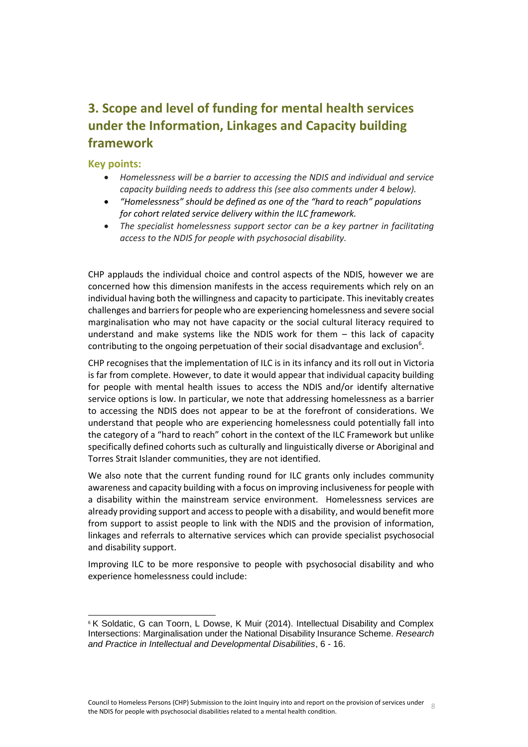## 3. Scope and level of funding for mental health services under the Information, Linkages and Capacity building framework

### Key points:

- *Homelessness will be a barrier to accessing the NDIS and individual and service capacity building needs to address this (see also comments under 4 below).*
- *"Homelessness" should be defined as one of the "hard to reach" populations for cohort related service delivery within the ILC framework.*
- *The specialist homelessness support sector can be a key partner in facilitating access to the NDIS for people with psychosocial disability.*

CHP applauds the individual choice and control aspects of the NDIS, however we are concerned how this dimension manifests in the access requirements which rely on an individual having both the willingness and capacity to participate. This inevitably creates challenges and barriers for people who are experiencing homelessness and severe social marginalisation who may not have capacity or the social cultural literacy required to understand and make systems like the NDIS work for them – this lack of capacity contributing to the ongoing perpetuation of their social disadvantage and exclusion[6].

CHP recognises that the implementation of ILC is in its infancy and its roll out in Victoria is far from complete. However, to date it would appear that individual capacity building for people with mental health issues to access the NDIS and/or identify alternative service options is low. In particular, we note that addressing homelessness as a barrier to accessing the NDIS does not appear to be at the forefront of considerations. We understand that people who are experiencing homelessness could potentially fall into the category of a "hard to reach" cohort in the context of the ILC Framework but unlike specifically defined cohorts such as culturally and linguistically diverse or Aboriginal and Torres Strait Islander communities, they are not identified.

We also note that the current funding round for ILC grants only includes community awareness and capacity building with a focus on improving inclusiveness for people with a disability within the mainstream service environment. Homelessness services are already providing support and access to people with a disability, and would benefit more from support to assist people to link with the NDIS and the provision of information, linkages and referrals to alternative services which can provide specialist psychosocial and disability support.

Improving ILC to be more responsive to people with psychosocial disability and who experience homelessness could include:

---

[6] K Soldatic, G can Toorn, L Dowse, K Muir (2014). Intellectual Disability and Complex Intersections: Marginalisation under the National Disability Insurance Scheme. *Research and Practice in Intellectual and Developmental Disabilities*, 6 - 16.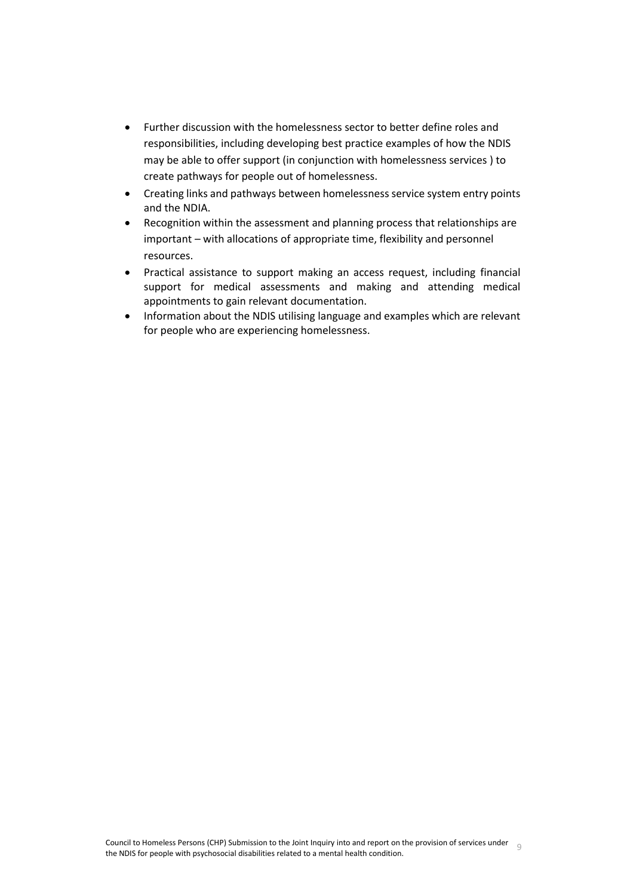- Further discussion with the homelessness sector to better define roles and responsibilities, including developing best practice examples of how the NDIS may be able to offer support (in conjunction with homelessness services ) to create pathways for people out of homelessness.
- Creating links and pathways between homelessness service system entry points and the NDIA.
- Recognition within the assessment and planning process that relationships are important – with allocations of appropriate time, flexibility and personnel resources.
- Practical assistance to support making an access request, including financial support for medical assessments and making and attending medical appointments to gain relevant documentation.
- Information about the NDIS utilising language and examples which are relevant for people who are experiencing homelessness.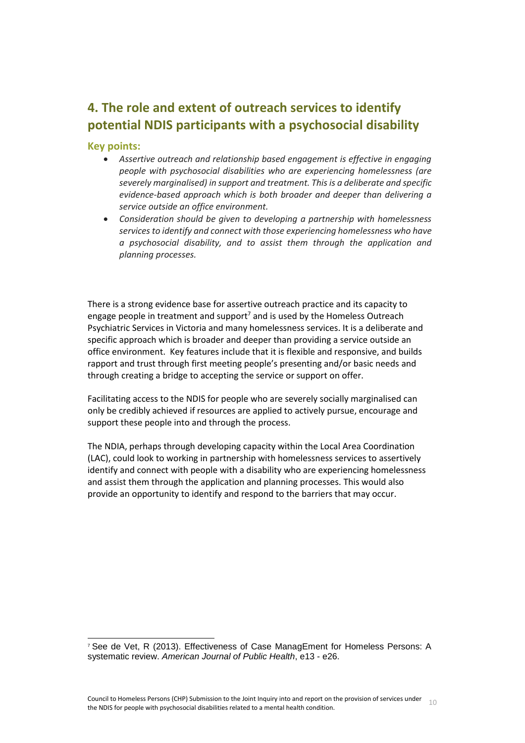## 4. The role and extent of outreach services to identify potential NDIS participants with a psychosocial disability

### Key points:

- *Assertive outreach and relationship based engagement is effective in engaging people with psychosocial disabilities who are experiencing homelessness (are severely marginalised) in support and treatment. This is a deliberate and specific evidence-based approach which is both broader and deeper than delivering a service outside an office environment.*
- *Consideration should be given to developing a partnership with homelessness services to identify and connect with those experiencing homelessness who have a psychosocial disability, and to assist them through the application and planning processes.*

There is a strong evidence base for assertive outreach practice and its capacity to engage people in treatment and support[7] and is used by the Homeless Outreach Psychiatric Services in Victoria and many homelessness services. It is a deliberate and specific approach which is broader and deeper than providing a service outside an office environment. Key features include that it is flexible and responsive, and builds rapport and trust through first meeting people's presenting and/or basic needs and through creating a bridge to accepting the service or support on offer.

Facilitating access to the NDIS for people who are severely socially marginalised can only be credibly achieved if resources are applied to actively pursue, encourage and support these people into and through the process.

The NDIA, perhaps through developing capacity within the Local Area Coordination (LAC), could look to working in partnership with homelessness services to assertively identify and connect with people with a disability who are experiencing homelessness and assist them through the application and planning processes. This would also provide an opportunity to identify and respond to the barriers that may occur.

---

[7] See de Vet, R (2013). Effectiveness of Case ManagEment for Homeless Persons: A systematic review. *American Journal of Public Health*, e13 - e26.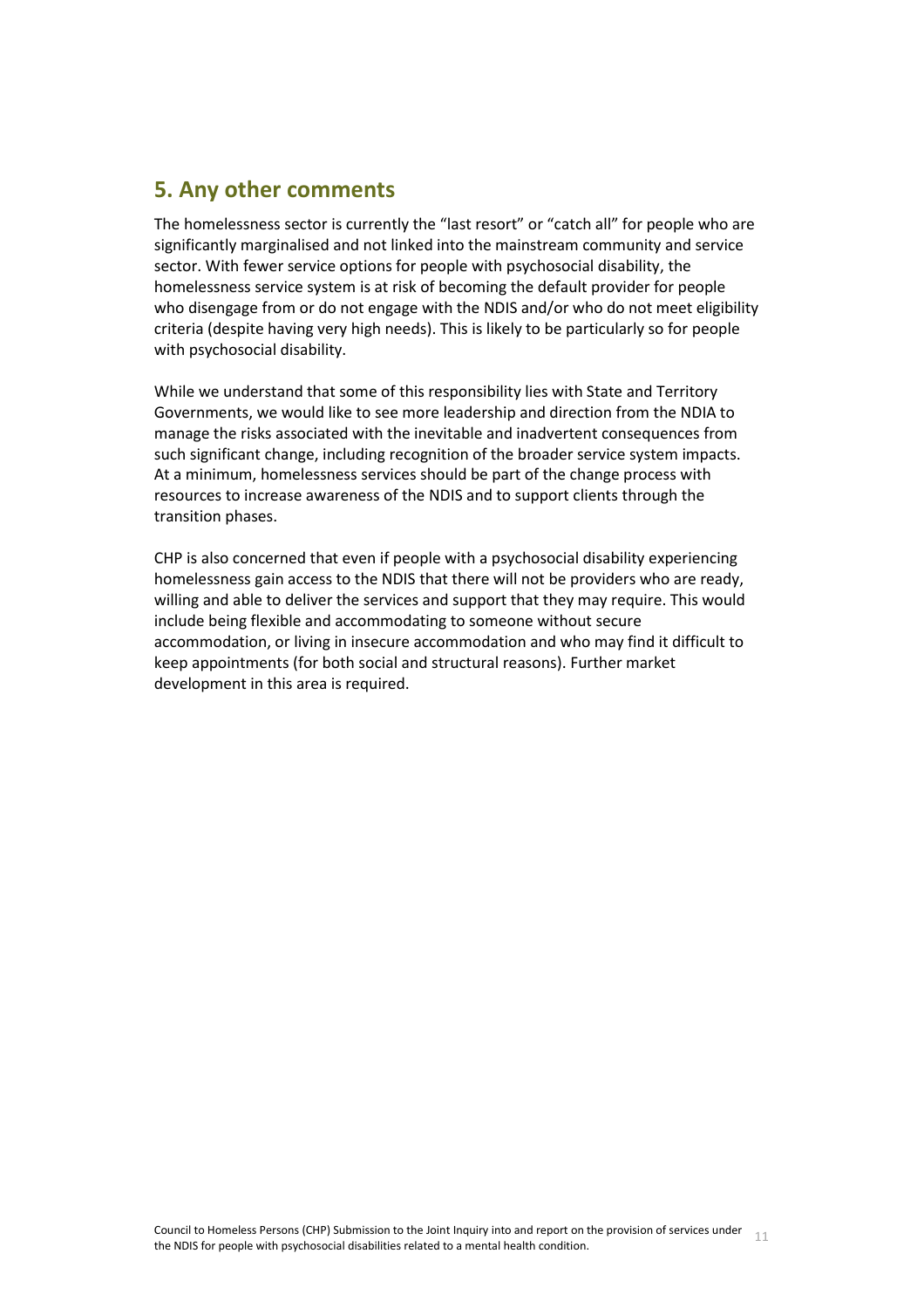## 5. Any other comments

The homelessness sector is currently the "last resort" or "catch all" for people who are significantly marginalised and not linked into the mainstream community and service sector. With fewer service options for people with psychosocial disability, the homelessness service system is at risk of becoming the default provider for people who disengage from or do not engage with the NDIS and/or who do not meet eligibility criteria (despite having very high needs). This is likely to be particularly so for people with psychosocial disability.

While we understand that some of this responsibility lies with State and Territory Governments, we would like to see more leadership and direction from the NDIA to manage the risks associated with the inevitable and inadvertent consequences from such significant change, including recognition of the broader service system impacts. At a minimum, homelessness services should be part of the change process with resources to increase awareness of the NDIS and to support clients through the transition phases.

CHP is also concerned that even if people with a psychosocial disability experiencing homelessness gain access to the NDIS that there will not be providers who are ready, willing and able to deliver the services and support that they may require. This would include being flexible and accommodating to someone without secure accommodation, or living in insecure accommodation and who may find it difficult to keep appointments (for both social and structural reasons). Further market development in this area is required.